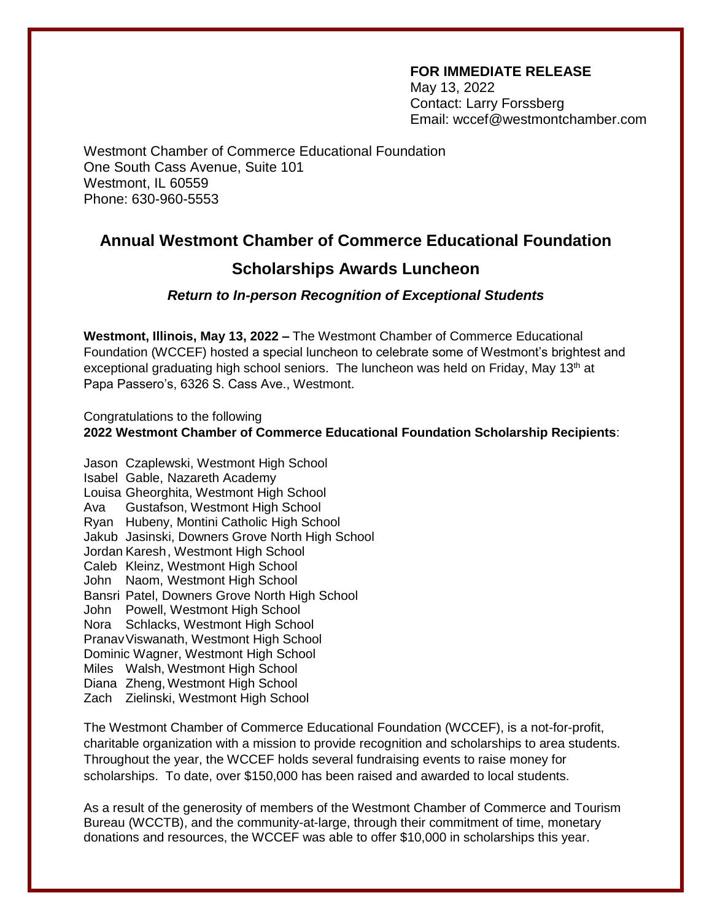**FOR IMMEDIATE RELEASE**
May 13, 2022
Contact: Larry Forssberg
Email: wccef@westmontchamber.com

Westmont Chamber of Commerce Educational Foundation
One South Cass Avenue, Suite 101
Westmont, IL 60559
Phone: 630-960-5553

# Annual Westmont Chamber of Commerce Educational Foundation

# Scholarships Awards Luncheon

***Return to In-person Recognition of Exceptional Students***

**Westmont, Illinois, May 13, 2022 –** The Westmont Chamber of Commerce Educational Foundation (WCCEF) hosted a special luncheon to celebrate some of Westmont's brightest and exceptional graduating high school seniors. The luncheon was held on Friday, May 13th at Papa Passero's, 6326 S. Cass Ave., Westmont.

Congratulations to the following
**2022 Westmont Chamber of Commerce Educational Foundation Scholarship Recipients**:

Jason Czaplewski, Westmont High School
Isabel Gable, Nazareth Academy
Louisa Gheorghita, Westmont High School
Ava Gustafson, Westmont High School
Ryan Hubeny, Montini Catholic High School
Jakub Jasinski, Downers Grove North High School
Jordan Karesh, Westmont High School
Caleb Kleinz, Westmont High School
John Naom, Westmont High School
Bansri Patel, Downers Grove North High School
John Powell, Westmont High School
Nora Schlacks, Westmont High School
Pranav Viswanath, Westmont High School
Dominic Wagner, Westmont High School
Miles Walsh, Westmont High School
Diana Zheng, Westmont High School
Zach Zielinski, Westmont High School

The Westmont Chamber of Commerce Educational Foundation (WCCEF), is a not-for-profit, charitable organization with a mission to provide recognition and scholarships to area students. Throughout the year, the WCCEF holds several fundraising events to raise money for scholarships. To date, over $150,000 has been raised and awarded to local students.

As a result of the generosity of members of the Westmont Chamber of Commerce and Tourism Bureau (WCCTB), and the community-at-large, through their commitment of time, monetary donations and resources, the WCCEF was able to offer $10,000 in scholarships this year.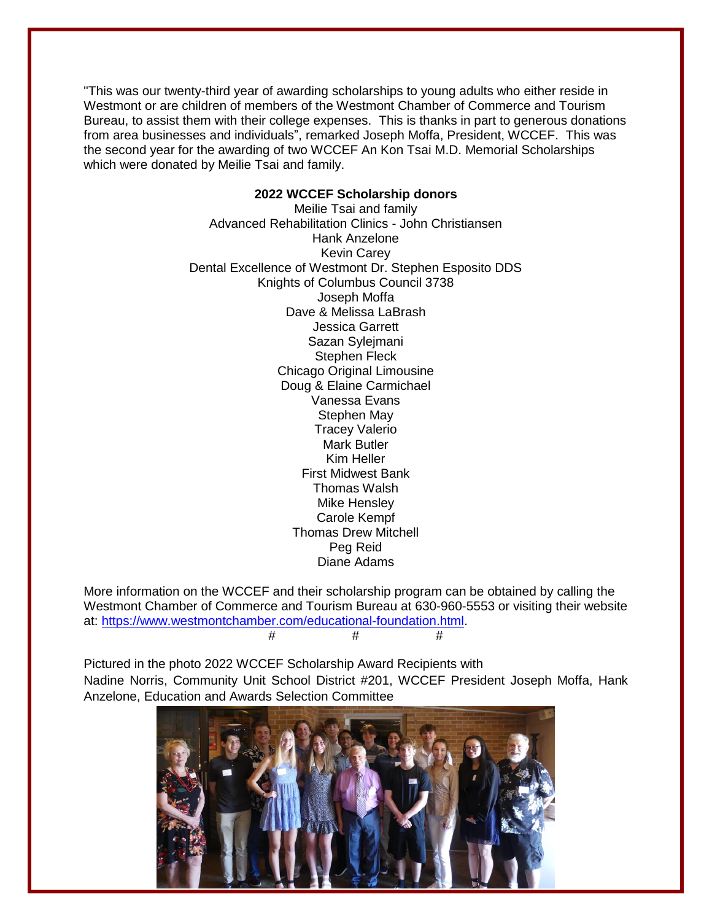"This was our twenty-third year of awarding scholarships to young adults who either reside in Westmont or are children of members of the Westmont Chamber of Commerce and Tourism Bureau, to assist them with their college expenses. This is thanks in part to generous donations from area businesses and individuals", remarked Joseph Moffa, President, WCCEF. This was the second year for the awarding of two WCCEF An Kon Tsai M.D. Memorial Scholarships which were donated by Meilie Tsai and family.

**2022 WCCEF Scholarship donors**

Meilie Tsai and family
Advanced Rehabilitation Clinics - John Christiansen
Hank Anzelone
Kevin Carey
Dental Excellence of Westmont Dr. Stephen Esposito DDS
Knights of Columbus Council 3738
Joseph Moffa
Dave & Melissa LaBrash
Jessica Garrett
Sazan Sylejmani
Stephen Fleck
Chicago Original Limousine
Doug & Elaine Carmichael
Vanessa Evans
Stephen May
Tracey Valerio
Mark Butler
Kim Heller
First Midwest Bank
Thomas Walsh
Mike Hensley
Carole Kempf
Thomas Drew Mitchell
Peg Reid
Diane Adams

More information on the WCCEF and their scholarship program can be obtained by calling the Westmont Chamber of Commerce and Tourism Bureau at 630-960-5553 or visiting their website at: https://www.westmontchamber.com/educational-foundation.html.

# # #

Pictured in the photo 2022 WCCEF Scholarship Award Recipients with Nadine Norris, Community Unit School District #201, WCCEF President Joseph Moffa, Hank Anzelone, Education and Awards Selection Committee